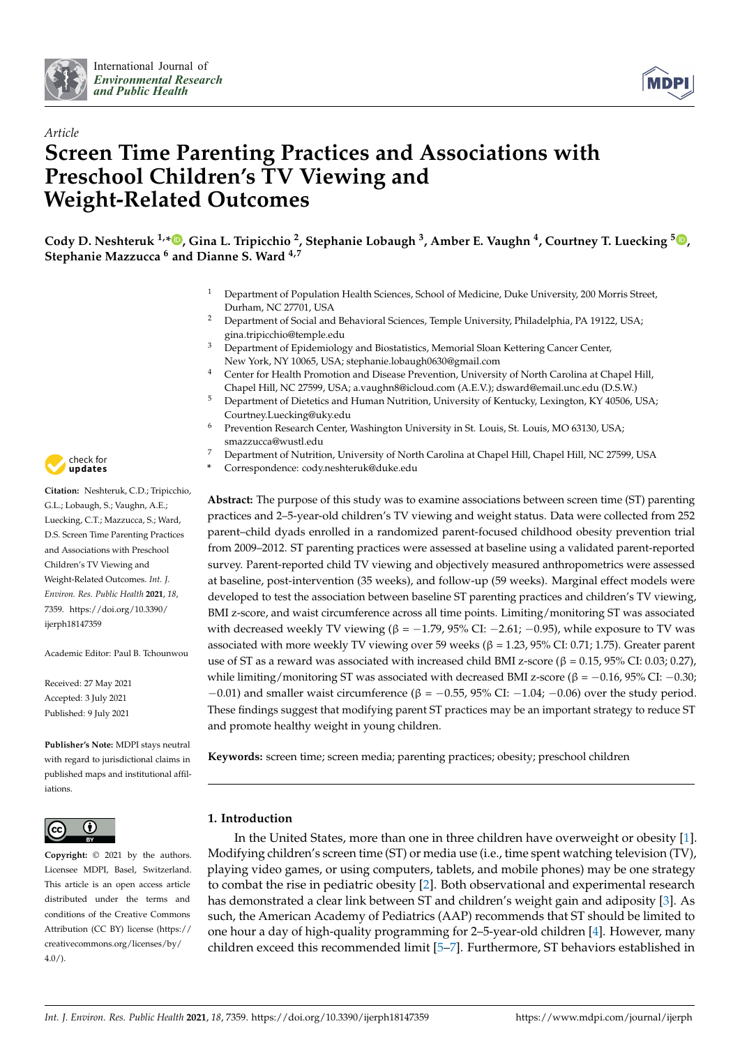International Journal of *Environmental Research and Public Health*

*Article*

# Screen Time Parenting Practices and Associations with Preschool Children's TV Viewing and Weight-Related Outcomes

**Cody D. Neshteruk [1,*], Gina L. Tripicchio [2], Stephanie Lobaugh [3], Amber E. Vaughn [4], Courtney T. Luecking [5], Stephanie Mazzucca [6] and Dianne S. Ward [4,7]**

1. Department of Population Health Sciences, School of Medicine, Duke University, 200 Morris Street, Durham, NC 27701, USA
2. Department of Social and Behavioral Sciences, Temple University, Philadelphia, PA 19122, USA; gina.tripicchio@temple.edu
3. Department of Epidemiology and Biostatistics, Memorial Sloan Kettering Cancer Center, New York, NY 10065, USA; stephanie.lobaugh0630@gmail.com
4. Center for Health Promotion and Disease Prevention, University of North Carolina at Chapel Hill, Chapel Hill, NC 27599, USA; a.vaughn8@icloud.com (A.E.V.); dsward@email.unc.edu (D.S.W.)
5. Department of Dietetics and Human Nutrition, University of Kentucky, Lexington, KY 40506, USA; Courtney.Luecking@uky.edu
6. Prevention Research Center, Washington University in St. Louis, St. Louis, MO 63130, USA; smazzucca@wustl.edu
7. Department of Nutrition, University of North Carolina at Chapel Hill, Chapel Hill, NC 27599, USA

\* Correspondence: cody.neshteruk@duke.edu

**Citation:** Neshteruk, C.D.; Tripicchio, G.L.; Lobaugh, S.; Vaughn, A.E.; Luecking, C.T.; Mazzucca, S.; Ward, D.S. Screen Time Parenting Practices and Associations with Preschool Children's TV Viewing and Weight-Related Outcomes. *Int. J. Environ. Res. Public Health* **2021**, *18*, 7359. https://doi.org/10.3390/ijerph18147359

Academic Editor: Paul B. Tchounwou

Received: 27 May 2021
Accepted: 3 July 2021
Published: 9 July 2021

**Publisher's Note:** MDPI stays neutral with regard to jurisdictional claims in published maps and institutional affiliations.

**Copyright:** © 2021 by the authors. Licensee MDPI, Basel, Switzerland. This article is an open access article distributed under the terms and conditions of the Creative Commons Attribution (CC BY) license (https://creativecommons.org/licenses/by/4.0/).

**Abstract:** The purpose of this study was to examine associations between screen time (ST) parenting practices and 2–5-year-old children's TV viewing and weight status. Data were collected from 252 parent–child dyads enrolled in a randomized parent-focused childhood obesity prevention trial from 2009–2012. ST parenting practices were assessed at baseline using a validated parent-reported survey. Parent-reported child TV viewing and objectively measured anthropometrics were assessed at baseline, post-intervention (35 weeks), and follow-up (59 weeks). Marginal effect models were developed to test the association between baseline ST parenting practices and children's TV viewing, BMI z-score, and waist circumference across all time points. Limiting/monitoring ST was associated with decreased weekly TV viewing (β = −1.79, 95% CI: −2.61; −0.95), while exposure to TV was associated with more weekly TV viewing over 59 weeks (β = 1.23, 95% CI: 0.71; 1.75). Greater parent use of ST as a reward was associated with increased child BMI z-score (β = 0.15, 95% CI: 0.03; 0.27), while limiting/monitoring ST was associated with decreased BMI z-score (β = −0.16, 95% CI: −0.30; −0.01) and smaller waist circumference (β = −0.55, 95% CI: −1.04; −0.06) over the study period. These findings suggest that modifying parent ST practices may be an important strategy to reduce ST and promote healthy weight in young children.

**Keywords:** screen time; screen media; parenting practices; obesity; preschool children

## 1. Introduction

In the United States, more than one in three children have overweight or obesity [1]. Modifying children's screen time (ST) or media use (i.e., time spent watching television (TV), playing video games, or using computers, tablets, and mobile phones) may be one strategy to combat the rise in pediatric obesity [2]. Both observational and experimental research has demonstrated a clear link between ST and children's weight gain and adiposity [3]. As such, the American Academy of Pediatrics (AAP) recommends that ST should be limited to one hour a day of high-quality programming for 2–5-year-old children [4]. However, many children exceed this recommended limit [5–7]. Furthermore, ST behaviors established in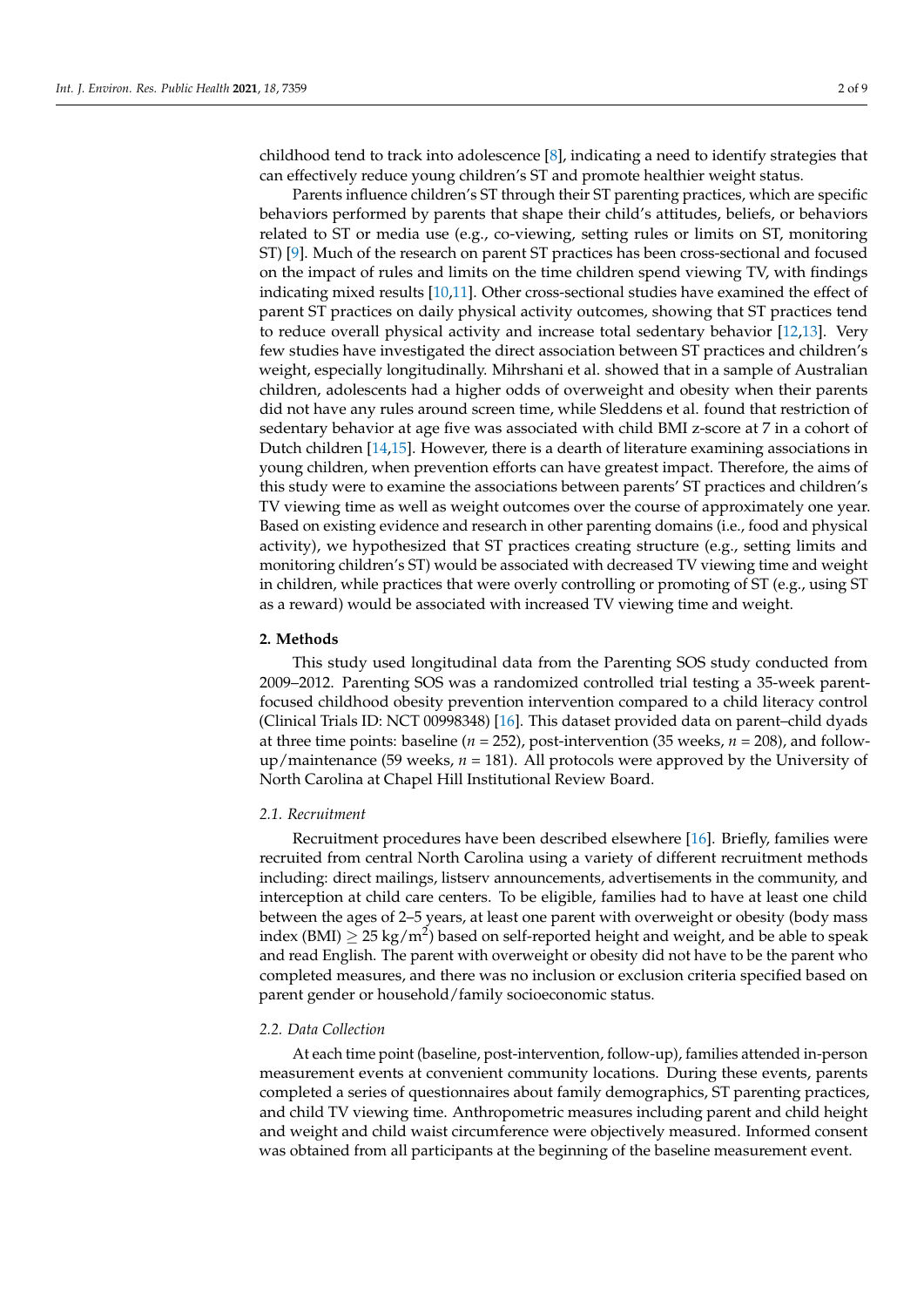childhood tend to track into adolescence [8], indicating a need to identify strategies that can effectively reduce young children's ST and promote healthier weight status.

Parents influence children's ST through their ST parenting practices, which are specific behaviors performed by parents that shape their child's attitudes, beliefs, or behaviors related to ST or media use (e.g., co-viewing, setting rules or limits on ST, monitoring ST) [9]. Much of the research on parent ST practices has been cross-sectional and focused on the impact of rules and limits on the time children spend viewing TV, with findings indicating mixed results [10,11]. Other cross-sectional studies have examined the effect of parent ST practices on daily physical activity outcomes, showing that ST practices tend to reduce overall physical activity and increase total sedentary behavior [12,13]. Very few studies have investigated the direct association between ST practices and children's weight, especially longitudinally. Mihrshani et al. showed that in a sample of Australian children, adolescents had a higher odds of overweight and obesity when their parents did not have any rules around screen time, while Sleddens et al. found that restriction of sedentary behavior at age five was associated with child BMI z-score at 7 in a cohort of Dutch children [14,15]. However, there is a dearth of literature examining associations in young children, when prevention efforts can have greatest impact. Therefore, the aims of this study were to examine the associations between parents' ST practices and children's TV viewing time as well as weight outcomes over the course of approximately one year. Based on existing evidence and research in other parenting domains (i.e., food and physical activity), we hypothesized that ST practices creating structure (e.g., setting limits and monitoring children's ST) would be associated with decreased TV viewing time and weight in children, while practices that were overly controlling or promoting of ST (e.g., using ST as a reward) would be associated with increased TV viewing time and weight.

## 2. Methods

This study used longitudinal data from the Parenting SOS study conducted from 2009–2012. Parenting SOS was a randomized controlled trial testing a 35-week parent-focused childhood obesity prevention intervention compared to a child literacy control (Clinical Trials ID: NCT 00998348) [16]. This dataset provided data on parent–child dyads at three time points: baseline ($n$ = 252), post-intervention (35 weeks, $n$ = 208), and follow-up/maintenance (59 weeks, $n$ = 181). All protocols were approved by the University of North Carolina at Chapel Hill Institutional Review Board.

### 2.1. Recruitment

Recruitment procedures have been described elsewhere [16]. Briefly, families were recruited from central North Carolina using a variety of different recruitment methods including: direct mailings, listserv announcements, advertisements in the community, and interception at child care centers. To be eligible, families had to have at least one child between the ages of 2–5 years, at least one parent with overweight or obesity (body mass index (BMI) $\geq 25$ kg/m$^2$) based on self-reported height and weight, and be able to speak and read English. The parent with overweight or obesity did not have to be the parent who completed measures, and there was no inclusion or exclusion criteria specified based on parent gender or household/family socioeconomic status.

### 2.2. Data Collection

At each time point (baseline, post-intervention, follow-up), families attended in-person measurement events at convenient community locations. During these events, parents completed a series of questionnaires about family demographics, ST parenting practices, and child TV viewing time. Anthropometric measures including parent and child height and weight and child waist circumference were objectively measured. Informed consent was obtained from all participants at the beginning of the baseline measurement event.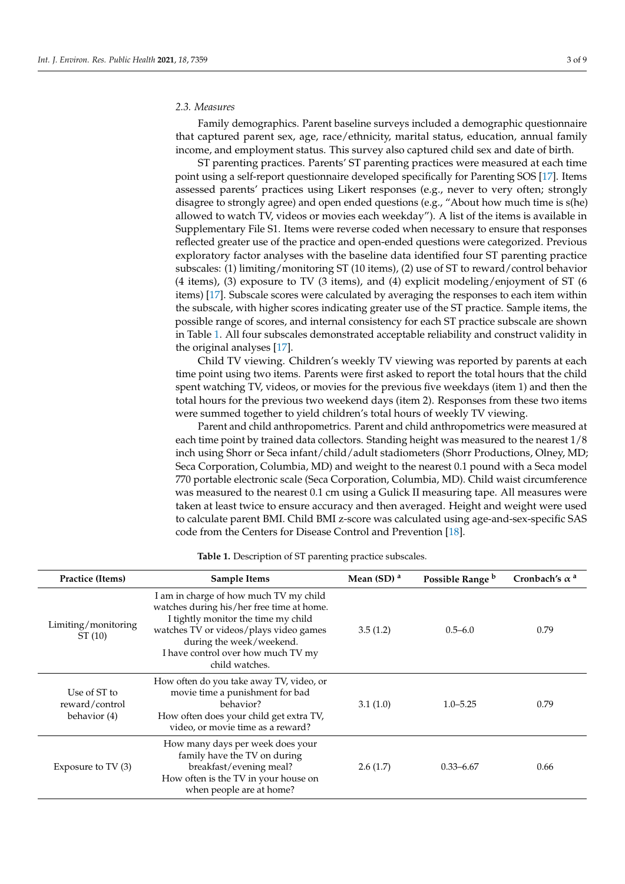### 2.3. Measures

Family demographics. Parent baseline surveys included a demographic questionnaire that captured parent sex, age, race/ethnicity, marital status, education, annual family income, and employment status. This survey also captured child sex and date of birth.

ST parenting practices. Parents' ST parenting practices were measured at each time point using a self-report questionnaire developed specifically for Parenting SOS [17]. Items assessed parents' practices using Likert responses (e.g., never to very often; strongly disagree to strongly agree) and open ended questions (e.g., "About how much time is s(he) allowed to watch TV, videos or movies each weekday"). A list of the items is available in Supplementary File S1. Items were reverse coded when necessary to ensure that responses reflected greater use of the practice and open-ended questions were categorized. Previous exploratory factor analyses with the baseline data identified four ST parenting practice subscales: (1) limiting/monitoring ST (10 items), (2) use of ST to reward/control behavior (4 items), (3) exposure to TV (3 items), and (4) explicit modeling/enjoyment of ST (6 items) [17]. Subscale scores were calculated by averaging the responses to each item within the subscale, with higher scores indicating greater use of the ST practice. Sample items, the possible range of scores, and internal consistency for each ST practice subscale are shown in Table 1. All four subscales demonstrated acceptable reliability and construct validity in the original analyses [17].

Child TV viewing. Children's weekly TV viewing was reported by parents at each time point using two items. Parents were first asked to report the total hours that the child spent watching TV, videos, or movies for the previous five weekdays (item 1) and then the total hours for the previous two weekend days (item 2). Responses from these two items were summed together to yield children's total hours of weekly TV viewing.

Parent and child anthropometrics. Parent and child anthropometrics were measured at each time point by trained data collectors. Standing height was measured to the nearest 1/8 inch using Shorr or Seca infant/child/adult stadiometers (Shorr Productions, Olney, MD; Seca Corporation, Columbia, MD) and weight to the nearest 0.1 pound with a Seca model 770 portable electronic scale (Seca Corporation, Columbia, MD). Child waist circumference was measured to the nearest 0.1 cm using a Gulick II measuring tape. All measures were taken at least twice to ensure accuracy and then averaged. Height and weight were used to calculate parent BMI. Child BMI z-score was calculated using age-and-sex-specific SAS code from the Centers for Disease Control and Prevention [18].

**Table 1.** Description of ST parenting practice subscales.

| Practice (Items) | Sample Items | Mean (SD) [a] | Possible Range [b] | Cronbach's α [a] |
|---|---|---|---|---|
| Limiting/monitoring ST (10) | I am in charge of how much TV my child watches during his/her free time at home. I tightly monitor the time my child watches TV or videos/plays video games during the week/weekend. I have control over how much TV my child watches. | 3.5 (1.2) | 0.5–6.0 | 0.79 |
| Use of ST to reward/control behavior (4) | How often do you take away TV, video, or movie time a punishment for bad behavior? How often does your child get extra TV, video, or movie time as a reward? | 3.1 (1.0) | 1.0–5.25 | 0.79 |
| Exposure to TV (3) | How many days per week does your family have the TV on during breakfast/evening meal? How often is the TV in your house on when people are at home? | 2.6 (1.7) | 0.33–6.67 | 0.66 |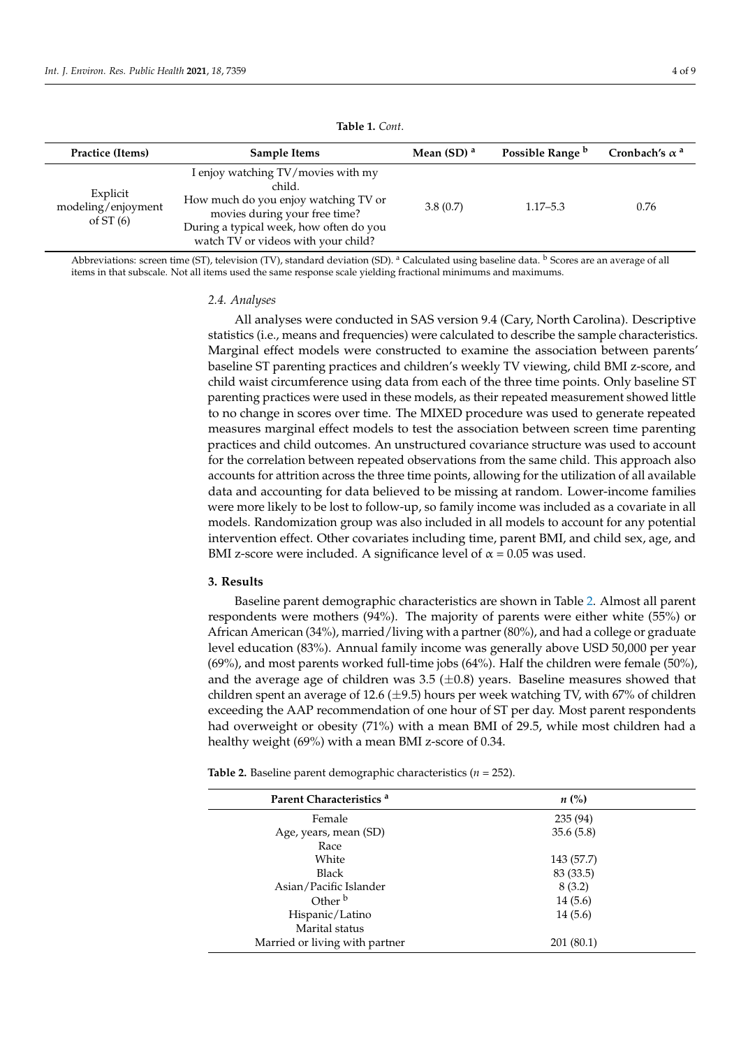**Table 1.** *Cont.*

| Practice (Items) | Sample Items | Mean (SD) [a] | Possible Range [b] | Cronbach's α [a] |
|---|---|---|---|---|
| Explicit modeling/enjoyment of ST (6) | I enjoy watching TV/movies with my child. How much do you enjoy watching TV or movies during your free time? During a typical week, how often do you watch TV or videos with your child? | 3.8 (0.7) | 1.17–5.3 | 0.76 |

Abbreviations: screen time (ST), television (TV), standard deviation (SD). [a] Calculated using baseline data. [b] Scores are an average of all items in that subscale. Not all items used the same response scale yielding fractional minimums and maximums.

### 2.4. Analyses

All analyses were conducted in SAS version 9.4 (Cary, North Carolina). Descriptive statistics (i.e., means and frequencies) were calculated to describe the sample characteristics. Marginal effect models were constructed to examine the association between parents' baseline ST parenting practices and children's weekly TV viewing, child BMI z-score, and child waist circumference using data from each of the three time points. Only baseline ST parenting practices were used in these models, as their repeated measurement showed little to no change in scores over time. The MIXED procedure was used to generate repeated measures marginal effect models to test the association between screen time parenting practices and child outcomes. An unstructured covariance structure was used to account for the correlation between repeated observations from the same child. This approach also accounts for attrition across the three time points, allowing for the utilization of all available data and accounting for data believed to be missing at random. Lower-income families were more likely to be lost to follow-up, so family income was included as a covariate in all models. Randomization group was also included in all models to account for any potential intervention effect. Other covariates including time, parent BMI, and child sex, age, and BMI z-score were included. A significance level of $\alpha = 0.05$ was used.

## 3. Results

Baseline parent demographic characteristics are shown in Table 2. Almost all parent respondents were mothers (94%). The majority of parents were either white (55%) or African American (34%), married/living with a partner (80%), and had a college or graduate level education (83%). Annual family income was generally above USD 50,000 per year (69%), and most parents worked full-time jobs (64%). Half the children were female (50%), and the average age of children was 3.5 ($\pm$0.8) years. Baseline measures showed that children spent an average of 12.6 ($\pm$9.5) hours per week watching TV, with 67% of children exceeding the AAP recommendation of one hour of ST per day. Most parent respondents had overweight or obesity (71%) with a mean BMI of 29.5, while most children had a healthy weight (69%) with a mean BMI z-score of 0.34.

**Table 2.** Baseline parent demographic characteristics ($n$ = 252).

| Parent Characteristics [a] | $n$ (%) |
|---|---|
| Female | 235 (94) |
| Age, years, mean (SD) | 35.6 (5.8) |
| Race | |
| White | 143 (57.7) |
| Black | 83 (33.5) |
| Asian/Pacific Islander | 8 (3.2) |
| Other [b] | 14 (5.6) |
| Hispanic/Latino | 14 (5.6) |
| Marital status | |
| Married or living with partner | 201 (80.1) |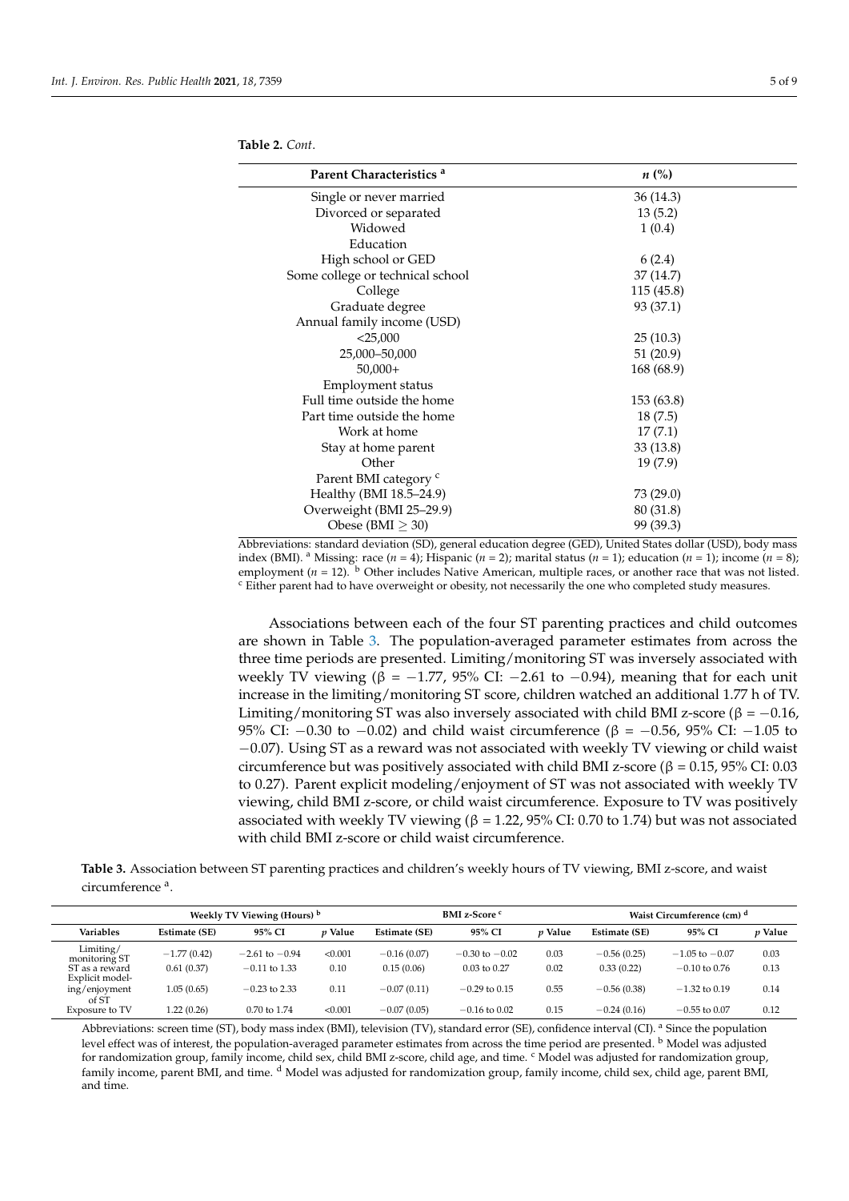**Table 2.** *Cont.*

| Parent Characteristics [a] | *n* (%) |
|---|---|
| Single or never married | 36 (14.3) |
| Divorced or separated | 13 (5.2) |
| Widowed | 1 (0.4) |
| Education | |
| High school or GED | 6 (2.4) |
| Some college or technical school | 37 (14.7) |
| College | 115 (45.8) |
| Graduate degree | 93 (37.1) |
| Annual family income (USD) | |
| <25,000 | 25 (10.3) |
| 25,000–50,000 | 51 (20.9) |
| 50,000+ | 168 (68.9) |
| Employment status | |
| Full time outside the home | 153 (63.8) |
| Part time outside the home | 18 (7.5) |
| Work at home | 17 (7.1) |
| Stay at home parent | 33 (13.8) |
| Other | 19 (7.9) |
| Parent BMI category [c] | |
| Healthy (BMI 18.5–24.9) | 73 (29.0) |
| Overweight (BMI 25–29.9) | 80 (31.8) |
| Obese (BMI ≥ 30) | 99 (39.3) |

Abbreviations: standard deviation (SD), general education degree (GED), United States dollar (USD), body mass index (BMI). [a] Missing: race (*n* = 4); Hispanic (*n* = 2); marital status (*n* = 1); education (*n* = 1); income (*n* = 8); employment (*n* = 12). [b] Other includes Native American, multiple races, or another race that was not listed. [c] Either parent had to have overweight or obesity, not necessarily the one who completed study measures.

Associations between each of the four ST parenting practices and child outcomes are shown in Table 3. The population-averaged parameter estimates from across the three time periods are presented. Limiting/monitoring ST was inversely associated with weekly TV viewing (β = −1.77, 95% CI: −2.61 to −0.94), meaning that for each unit increase in the limiting/monitoring ST score, children watched an additional 1.77 h of TV. Limiting/monitoring ST was also inversely associated with child BMI z-score (β = −0.16, 95% CI: −0.30 to −0.02) and child waist circumference (β = −0.56, 95% CI: −1.05 to −0.07). Using ST as a reward was not associated with weekly TV viewing or child waist circumference but was positively associated with child BMI z-score (β = 0.15, 95% CI: 0.03 to 0.27). Parent explicit modeling/enjoyment of ST was not associated with weekly TV viewing, child BMI z-score, or child waist circumference. Exposure to TV was positively associated with weekly TV viewing (β = 1.22, 95% CI: 0.70 to 1.74) but was not associated with child BMI z-score or child waist circumference.

**Table 3.** Association between ST parenting practices and children's weekly hours of TV viewing, BMI z-score, and waist circumference [a].

| | Weekly TV Viewing (Hours) [b] | | | BMI z-Score [c] | | | Waist Circumference (cm) [d] | | |
|---|---|---|---|---|---|---|---|---|---|
| **Variables** | **Estimate (SE)** | **95% CI** | ***p* Value** | **Estimate (SE)** | **95% CI** | ***p* Value** | **Estimate (SE)** | **95% CI** | ***p* Value** |
| Limiting/monitoring ST | −1.77 (0.42) | −2.61 to −0.94 | <0.001 | −0.16 (0.07) | −0.30 to −0.02 | 0.03 | −0.56 (0.25) | −1.05 to −0.07 | 0.03 |
| ST as a reward | 0.61 (0.37) | −0.11 to 1.33 | 0.10 | 0.15 (0.06) | 0.03 to 0.27 | 0.02 | 0.33 (0.22) | −0.10 to 0.76 | 0.13 |
| Explicit modeling/enjoyment of ST | 1.05 (0.65) | −0.23 to 2.33 | 0.11 | −0.07 (0.11) | −0.29 to 0.15 | 0.55 | −0.56 (0.38) | −1.32 to 0.19 | 0.14 |
| Exposure to TV | 1.22 (0.26) | 0.70 to 1.74 | <0.001 | −0.07 (0.05) | −0.16 to 0.02 | 0.15 | −0.24 (0.16) | −0.55 to 0.07 | 0.12 |

Abbreviations: screen time (ST), body mass index (BMI), television (TV), standard error (SE), confidence interval (CI). [a] Since the population level effect was of interest, the population-averaged parameter estimates from across the time period are presented. [b] Model was adjusted for randomization group, family income, child sex, child BMI z-score, child age, and time. [c] Model was adjusted for randomization group, family income, parent BMI, and time. [d] Model was adjusted for randomization group, family income, child sex, child age, parent BMI, and time.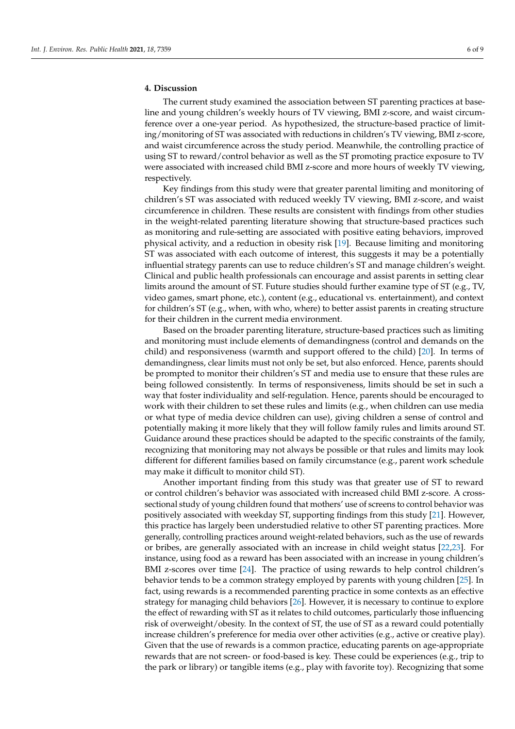## 4. Discussion

The current study examined the association between ST parenting practices at baseline and young children's weekly hours of TV viewing, BMI z-score, and waist circumference over a one-year period. As hypothesized, the structure-based practice of limiting/monitoring of ST was associated with reductions in children's TV viewing, BMI z-score, and waist circumference across the study period. Meanwhile, the controlling practice of using ST to reward/control behavior as well as the ST promoting practice exposure to TV were associated with increased child BMI z-score and more hours of weekly TV viewing, respectively.

Key findings from this study were that greater parental limiting and monitoring of children's ST was associated with reduced weekly TV viewing, BMI z-score, and waist circumference in children. These results are consistent with findings from other studies in the weight-related parenting literature showing that structure-based practices such as monitoring and rule-setting are associated with positive eating behaviors, improved physical activity, and a reduction in obesity risk [19]. Because limiting and monitoring ST was associated with each outcome of interest, this suggests it may be a potentially influential strategy parents can use to reduce children's ST and manage children's weight. Clinical and public health professionals can encourage and assist parents in setting clear limits around the amount of ST. Future studies should further examine type of ST (e.g., TV, video games, smart phone, etc.), content (e.g., educational vs. entertainment), and context for children's ST (e.g., when, with who, where) to better assist parents in creating structure for their children in the current media environment.

Based on the broader parenting literature, structure-based practices such as limiting and monitoring must include elements of demandingness (control and demands on the child) and responsiveness (warmth and support offered to the child) [20]. In terms of demandingness, clear limits must not only be set, but also enforced. Hence, parents should be prompted to monitor their children's ST and media use to ensure that these rules are being followed consistently. In terms of responsiveness, limits should be set in such a way that foster individuality and self-regulation. Hence, parents should be encouraged to work with their children to set these rules and limits (e.g., when children can use media or what type of media device children can use), giving children a sense of control and potentially making it more likely that they will follow family rules and limits around ST. Guidance around these practices should be adapted to the specific constraints of the family, recognizing that monitoring may not always be possible or that rules and limits may look different for different families based on family circumstance (e.g., parent work schedule may make it difficult to monitor child ST).

Another important finding from this study was that greater use of ST to reward or control children's behavior was associated with increased child BMI z-score. A cross-sectional study of young children found that mothers' use of screens to control behavior was positively associated with weekday ST, supporting findings from this study [21]. However, this practice has largely been understudied relative to other ST parenting practices. More generally, controlling practices around weight-related behaviors, such as the use of rewards or bribes, are generally associated with an increase in child weight status [22,23]. For instance, using food as a reward has been associated with an increase in young children's BMI z-scores over time [24]. The practice of using rewards to help control children's behavior tends to be a common strategy employed by parents with young children [25]. In fact, using rewards is a recommended parenting practice in some contexts as an effective strategy for managing child behaviors [26]. However, it is necessary to continue to explore the effect of rewarding with ST as it relates to child outcomes, particularly those influencing risk of overweight/obesity. In the context of ST, the use of ST as a reward could potentially increase children's preference for media over other activities (e.g., active or creative play). Given that the use of rewards is a common practice, educating parents on age-appropriate rewards that are not screen- or food-based is key. These could be experiences (e.g., trip to the park or library) or tangible items (e.g., play with favorite toy). Recognizing that some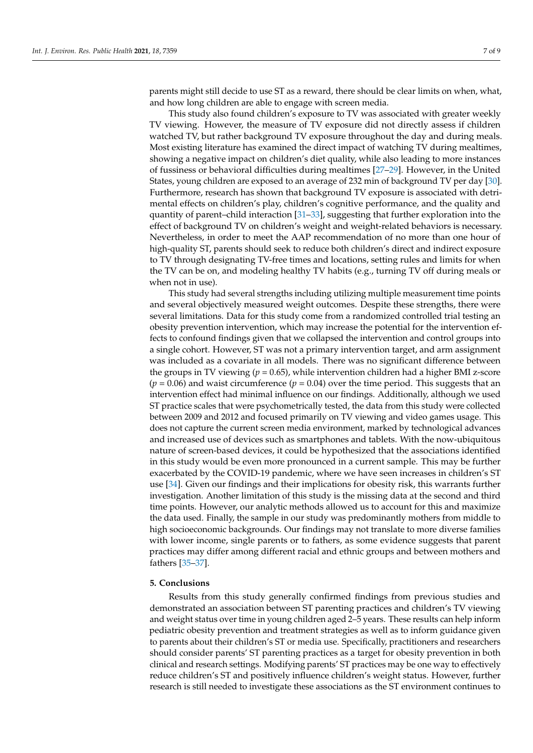parents might still decide to use ST as a reward, there should be clear limits on when, what, and how long children are able to engage with screen media.

This study also found children's exposure to TV was associated with greater weekly TV viewing. However, the measure of TV exposure did not directly assess if children watched TV, but rather background TV exposure throughout the day and during meals. Most existing literature has examined the direct impact of watching TV during mealtimes, showing a negative impact on children's diet quality, while also leading to more instances of fussiness or behavioral difficulties during mealtimes [27–29]. However, in the United States, young children are exposed to an average of 232 min of background TV per day [30]. Furthermore, research has shown that background TV exposure is associated with detrimental effects on children's play, children's cognitive performance, and the quality and quantity of parent–child interaction [31–33], suggesting that further exploration into the effect of background TV on children's weight and weight-related behaviors is necessary. Nevertheless, in order to meet the AAP recommendation of no more than one hour of high-quality ST, parents should seek to reduce both children's direct and indirect exposure to TV through designating TV-free times and locations, setting rules and limits for when the TV can be on, and modeling healthy TV habits (e.g., turning TV off during meals or when not in use).

This study had several strengths including utilizing multiple measurement time points and several objectively measured weight outcomes. Despite these strengths, there were several limitations. Data for this study come from a randomized controlled trial testing an obesity prevention intervention, which may increase the potential for the intervention effects to confound findings given that we collapsed the intervention and control groups into a single cohort. However, ST was not a primary intervention target, and arm assignment was included as a covariate in all models. There was no significant difference between the groups in TV viewing ($p = 0.65$), while intervention children had a higher BMI z-score ($p = 0.06$) and waist circumference ($p = 0.04$) over the time period. This suggests that an intervention effect had minimal influence on our findings. Additionally, although we used ST practice scales that were psychometrically tested, the data from this study were collected between 2009 and 2012 and focused primarily on TV viewing and video games usage. This does not capture the current screen media environment, marked by technological advances and increased use of devices such as smartphones and tablets. With the now-ubiquitous nature of screen-based devices, it could be hypothesized that the associations identified in this study would be even more pronounced in a current sample. This may be further exacerbated by the COVID-19 pandemic, where we have seen increases in children's ST use [34]. Given our findings and their implications for obesity risk, this warrants further investigation. Another limitation of this study is the missing data at the second and third time points. However, our analytic methods allowed us to account for this and maximize the data used. Finally, the sample in our study was predominantly mothers from middle to high socioeconomic backgrounds. Our findings may not translate to more diverse families with lower income, single parents or to fathers, as some evidence suggests that parent practices may differ among different racial and ethnic groups and between mothers and fathers [35–37].

## 5. Conclusions

Results from this study generally confirmed findings from previous studies and demonstrated an association between ST parenting practices and children's TV viewing and weight status over time in young children aged 2–5 years. These results can help inform pediatric obesity prevention and treatment strategies as well as to inform guidance given to parents about their children's ST or media use. Specifically, practitioners and researchers should consider parents' ST parenting practices as a target for obesity prevention in both clinical and research settings. Modifying parents' ST practices may be one way to effectively reduce children's ST and positively influence children's weight status. However, further research is still needed to investigate these associations as the ST environment continues to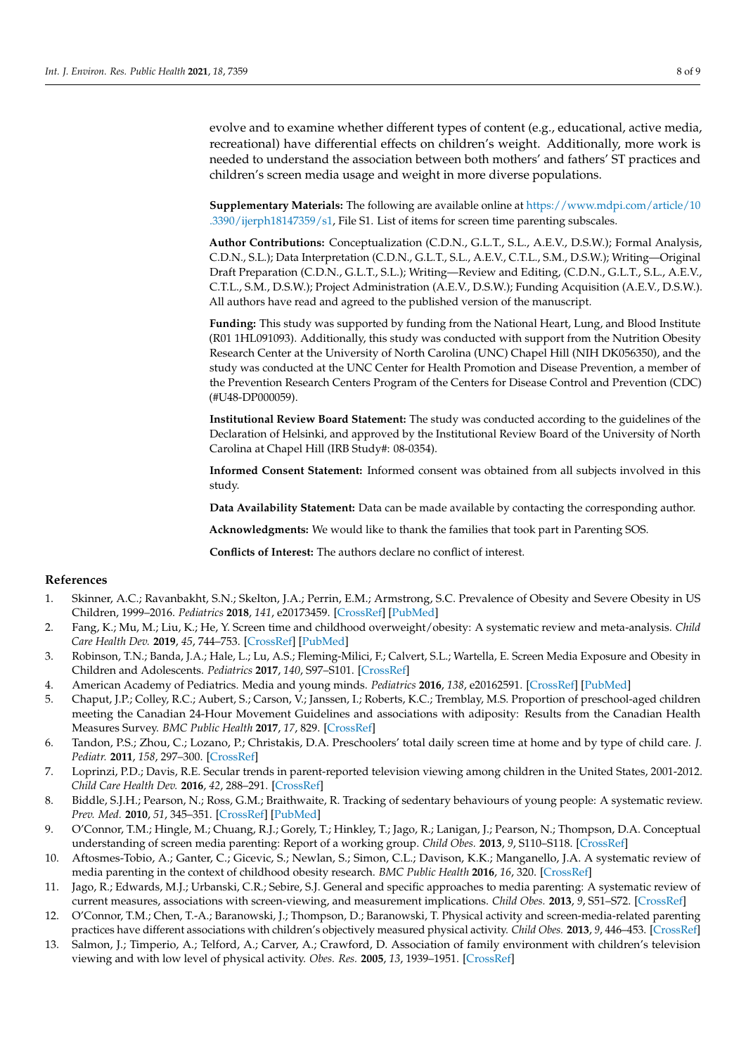evolve and to examine whether different types of content (e.g., educational, active media, recreational) have differential effects on children's weight. Additionally, more work is needed to understand the association between both mothers' and fathers' ST practices and children's screen media usage and weight in more diverse populations.

**Supplementary Materials:** The following are available online at https://www.mdpi.com/article/10.3390/ijerph18147359/s1, File S1. List of items for screen time parenting subscales.

**Author Contributions:** Conceptualization (C.D.N., G.L.T., S.L., A.E.V., D.S.W.); Formal Analysis, C.D.N., S.L.); Data Interpretation (C.D.N., G.L.T., S.L., A.E.V., C.T.L., S.M., D.S.W.); Writing—Original Draft Preparation (C.D.N., G.L.T., S.L.); Writing—Review and Editing, (C.D.N., G.L.T., S.L., A.E.V., C.T.L., S.M., D.S.W.); Project Administration (A.E.V., D.S.W.); Funding Acquisition (A.E.V., D.S.W.). All authors have read and agreed to the published version of the manuscript.

**Funding:** This study was supported by funding from the National Heart, Lung, and Blood Institute (R01 1HL091093). Additionally, this study was conducted with support from the Nutrition Obesity Research Center at the University of North Carolina (UNC) Chapel Hill (NIH DK056350), and the study was conducted at the UNC Center for Health Promotion and Disease Prevention, a member of the Prevention Research Centers Program of the Centers for Disease Control and Prevention (CDC) (#U48-DP000059).

**Institutional Review Board Statement:** The study was conducted according to the guidelines of the Declaration of Helsinki, and approved by the Institutional Review Board of the University of North Carolina at Chapel Hill (IRB Study#: 08-0354).

**Informed Consent Statement:** Informed consent was obtained from all subjects involved in this study.

**Data Availability Statement:** Data can be made available by contacting the corresponding author.

**Acknowledgments:** We would like to thank the families that took part in Parenting SOS.

**Conflicts of Interest:** The authors declare no conflict of interest.

## References

1. Skinner, A.C.; Ravanbakht, S.N.; Skelton, J.A.; Perrin, E.M.; Armstrong, S.C. Prevalence of Obesity and Severe Obesity in US Children, 1999–2016. *Pediatrics* **2018**, *141*, e20173459. [CrossRef] [PubMed]
2. Fang, K.; Mu, M.; Liu, K.; He, Y. Screen time and childhood overweight/obesity: A systematic review and meta-analysis. *Child Care Health Dev.* **2019**, *45*, 744–753. [CrossRef] [PubMed]
3. Robinson, T.N.; Banda, J.A.; Hale, L.; Lu, A.S.; Fleming-Milici, F.; Calvert, S.L.; Wartella, E. Screen Media Exposure and Obesity in Children and Adolescents. *Pediatrics* **2017**, *140*, S97–S101. [CrossRef]
4. American Academy of Pediatrics. Media and young minds. *Pediatrics* **2016**, *138*, e20162591. [CrossRef] [PubMed]
5. Chaput, J.P.; Colley, R.C.; Aubert, S.; Carson, V.; Janssen, I.; Roberts, K.C.; Tremblay, M.S. Proportion of preschool-aged children meeting the Canadian 24-Hour Movement Guidelines and associations with adiposity: Results from the Canadian Health Measures Survey. *BMC Public Health* **2017**, *17*, 829. [CrossRef]
6. Tandon, P.S.; Zhou, C.; Lozano, P.; Christakis, D.A. Preschoolers' total daily screen time at home and by type of child care. *J. Pediatr.* **2011**, *158*, 297–300. [CrossRef]
7. Loprinzi, P.D.; Davis, R.E. Secular trends in parent-reported television viewing among children in the United States, 2001-2012. *Child Care Health Dev.* **2016**, *42*, 288–291. [CrossRef]
8. Biddle, S.J.H.; Pearson, N.; Ross, G.M.; Braithwaite, R. Tracking of sedentary behaviours of young people: A systematic review. *Prev. Med.* **2010**, *51*, 345–351. [CrossRef] [PubMed]
9. O'Connor, T.M.; Hingle, M.; Chuang, R.J.; Gorely, T.; Hinkley, T.; Jago, R.; Lanigan, J.; Pearson, N.; Thompson, D.A. Conceptual understanding of screen media parenting: Report of a working group. *Child Obes.* **2013**, *9*, S110–S118. [CrossRef]
10. Aftosmes-Tobio, A.; Ganter, C.; Gicevic, S.; Newlan, S.; Simon, C.L.; Davison, K.K.; Manganello, J.A. A systematic review of media parenting in the context of childhood obesity research. *BMC Public Health* **2016**, *16*, 320. [CrossRef]
11. Jago, R.; Edwards, M.J.; Urbanski, C.R.; Sebire, S.J. General and specific approaches to media parenting: A systematic review of current measures, associations with screen-viewing, and measurement implications. *Child Obes.* **2013**, *9*, S51–S72. [CrossRef]
12. O'Connor, T.M.; Chen, T.-A.; Baranowski, J.; Thompson, D.; Baranowski, T. Physical activity and screen-media-related parenting practices have different associations with children's objectively measured physical activity. *Child Obes.* **2013**, *9*, 446–453. [CrossRef]
13. Salmon, J.; Timperio, A.; Telford, A.; Carver, A.; Crawford, D. Association of family environment with children's television viewing and with low level of physical activity. *Obes. Res.* **2005**, *13*, 1939–1951. [CrossRef]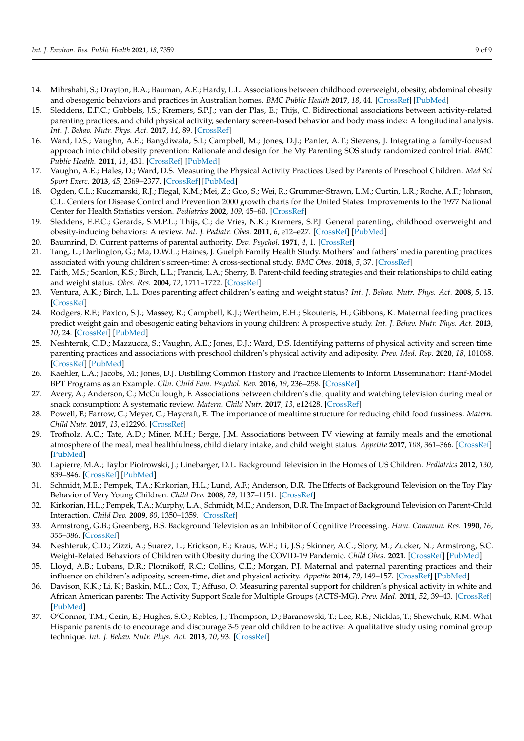14. Mihrshahi, S.; Drayton, B.A.; Bauman, A.E.; Hardy, L.L. Associations between childhood overweight, obesity, abdominal obesity and obesogenic behaviors and practices in Australian homes. *BMC Public Health* **2017**, *18*, 44. [CrossRef] [PubMed]
15. Sleddens, E.F.C.; Gubbels, J.S.; Kremers, S.P.J.; van der Plas, E.; Thijs, C. Bidirectional associations between activity-related parenting practices, and child physical activity, sedentary screen-based behavior and body mass index: A longitudinal analysis. *Int. J. Behav. Nutr. Phys. Act.* **2017**, *14*, 89. [CrossRef]
16. Ward, D.S.; Vaughn, A.E.; Bangdiwala, S.I.; Campbell, M.; Jones, D.J.; Panter, A.T.; Stevens, J. Integrating a family-focused approach into child obesity prevention: Rationale and design for the My Parenting SOS study randomized control trial. *BMC Public Health.* **2011**, *11*, 431. [CrossRef] [PubMed]
17. Vaughn, A.E.; Hales, D.; Ward, D.S. Measuring the Physical Activity Practices Used by Parents of Preschool Children. *Med Sci Sport Exerc.* **2013**, *45*, 2369–2377. [CrossRef] [PubMed]
18. Ogden, C.L.; Kuczmarski, R.J.; Flegal, K.M.; Mei, Z.; Guo, S.; Wei, R.; Grummer-Strawn, L.M.; Curtin, L.R.; Roche, A.F.; Johnson, C.L. Centers for Disease Control and Prevention 2000 growth charts for the United States: Improvements to the 1977 National Center for Health Statistics version. *Pediatrics* **2002**, *109*, 45–60. [CrossRef]
19. Sleddens, E.F.C.; Gerards, S.M.P.L.; Thijs, C.; de Vries, N.K.; Kremers, S.P.J. General parenting, childhood overweight and obesity-inducing behaviors: A review. *Int. J. Pediatr. Obes.* **2011**, *6*, e12–e27. [CrossRef] [PubMed]
20. Baumrind, D. Current patterns of parental authority. *Dev. Psychol.* **1971**, *4*, 1. [CrossRef]
21. Tang, L.; Darlington, G.; Ma, D.W.L.; Haines, J. Guelph Family Health Study. Mothers' and fathers' media parenting practices associated with young children's screen-time: A cross-sectional study. *BMC Obes.* **2018**, *5*, 37. [CrossRef]
22. Faith, M.S.; Scanlon, K.S.; Birch, L.L.; Francis, L.A.; Sherry, B. Parent-child feeding strategies and their relationships to child eating and weight status. *Obes. Res.* **2004**, *12*, 1711–1722. [CrossRef]
23. Ventura, A.K.; Birch, L.L. Does parenting affect children's eating and weight status? *Int. J. Behav. Nutr. Phys. Act.* **2008**, *5*, 15. [CrossRef]
24. Rodgers, R.F.; Paxton, S.J.; Massey, R.; Campbell, K.J.; Wertheim, E.H.; Skouteris, H.; Gibbons, K. Maternal feeding practices predict weight gain and obesogenic eating behaviors in young children: A prospective study. *Int. J. Behav. Nutr. Phys. Act.* **2013**, *10*, 24. [CrossRef] [PubMed]
25. Neshteruk, C.D.; Mazzucca, S.; Vaughn, A.E.; Jones, D.J.; Ward, D.S. Identifying patterns of physical activity and screen time parenting practices and associations with preschool children's physical activity and adiposity. *Prev. Med. Rep.* **2020**, *18*, 101068. [CrossRef] [PubMed]
26. Kaehler, L.A.; Jacobs, M.; Jones, D.J. Distilling Common History and Practice Elements to Inform Dissemination: Hanf-Model BPT Programs as an Example. *Clin. Child Fam. Psychol. Rev.* **2016**, *19*, 236–258. [CrossRef]
27. Avery, A.; Anderson, C.; McCullough, F. Associations between children's diet quality and watching television during meal or snack consumption: A systematic review. *Matern. Child Nutr.* **2017**, *13*, e12428. [CrossRef]
28. Powell, F.; Farrow, C.; Meyer, C.; Haycraft, E. The importance of mealtime structure for reducing child food fussiness. *Matern. Child Nutr.* **2017**, *13*, e12296. [CrossRef]
29. Trofholz, A.C.; Tate, A.D.; Miner, M.H.; Berge, J.M. Associations between TV viewing at family meals and the emotional atmosphere of the meal, meal healthfulness, child dietary intake, and child weight status. *Appetite* **2017**, *108*, 361–366. [CrossRef] [PubMed]
30. Lapierre, M.A.; Taylor Piotrowski, J.; Linebarger, D.L. Background Television in the Homes of US Children. *Pediatrics* **2012**, *130*, 839–846. [CrossRef] [PubMed]
31. Schmidt, M.E.; Pempek, T.A.; Kirkorian, H.L.; Lund, A.F.; Anderson, D.R. The Effects of Background Television on the Toy Play Behavior of Very Young Children. *Child Dev.* **2008**, *79*, 1137–1151. [CrossRef]
32. Kirkorian, H.L.; Pempek, T.A.; Murphy, L.A.; Schmidt, M.E.; Anderson, D.R. The Impact of Background Television on Parent-Child Interaction. *Child Dev.* **2009**, *80*, 1350–1359. [CrossRef]
33. Armstrong, G.B.; Greenberg, B.S. Background Television as an Inhibitor of Cognitive Processing. *Hum. Commun. Res.* **1990**, *16*, 355–386. [CrossRef]
34. Neshteruk, C.D.; Zizzi, A.; Suarez, L.; Erickson, E.; Kraus, W.E.; Li, J.S.; Skinner, A.C.; Story, M.; Zucker, N.; Armstrong, S.C. Weight-Related Behaviors of Children with Obesity during the COVID-19 Pandemic. *Child Obes.* **2021**. [CrossRef] [PubMed]
35. Lloyd, A.B.; Lubans, D.R.; Plotnikoff, R.C.; Collins, C.E.; Morgan, P.J. Maternal and paternal parenting practices and their influence on children's adiposity, screen-time, diet and physical activity. *Appetite* **2014**, *79*, 149–157. [CrossRef] [PubMed]
36. Davison, K.K.; Li, K.; Baskin, M.L.; Cox, T.; Affuso, O. Measuring parental support for children's physical activity in white and African American parents: The Activity Support Scale for Multiple Groups (ACTS-MG). *Prev. Med.* **2011**, *52*, 39–43. [CrossRef] [PubMed]
37. O'Connor, T.M.; Cerin, E.; Hughes, S.O.; Robles, J.; Thompson, D.; Baranowski, T.; Lee, R.E.; Nicklas, T.; Shewchuk, R.M. What Hispanic parents do to encourage and discourage 3-5 year old children to be active: A qualitative study using nominal group technique. *Int. J. Behav. Nutr. Phys. Act.* **2013**, *10*, 93. [CrossRef]